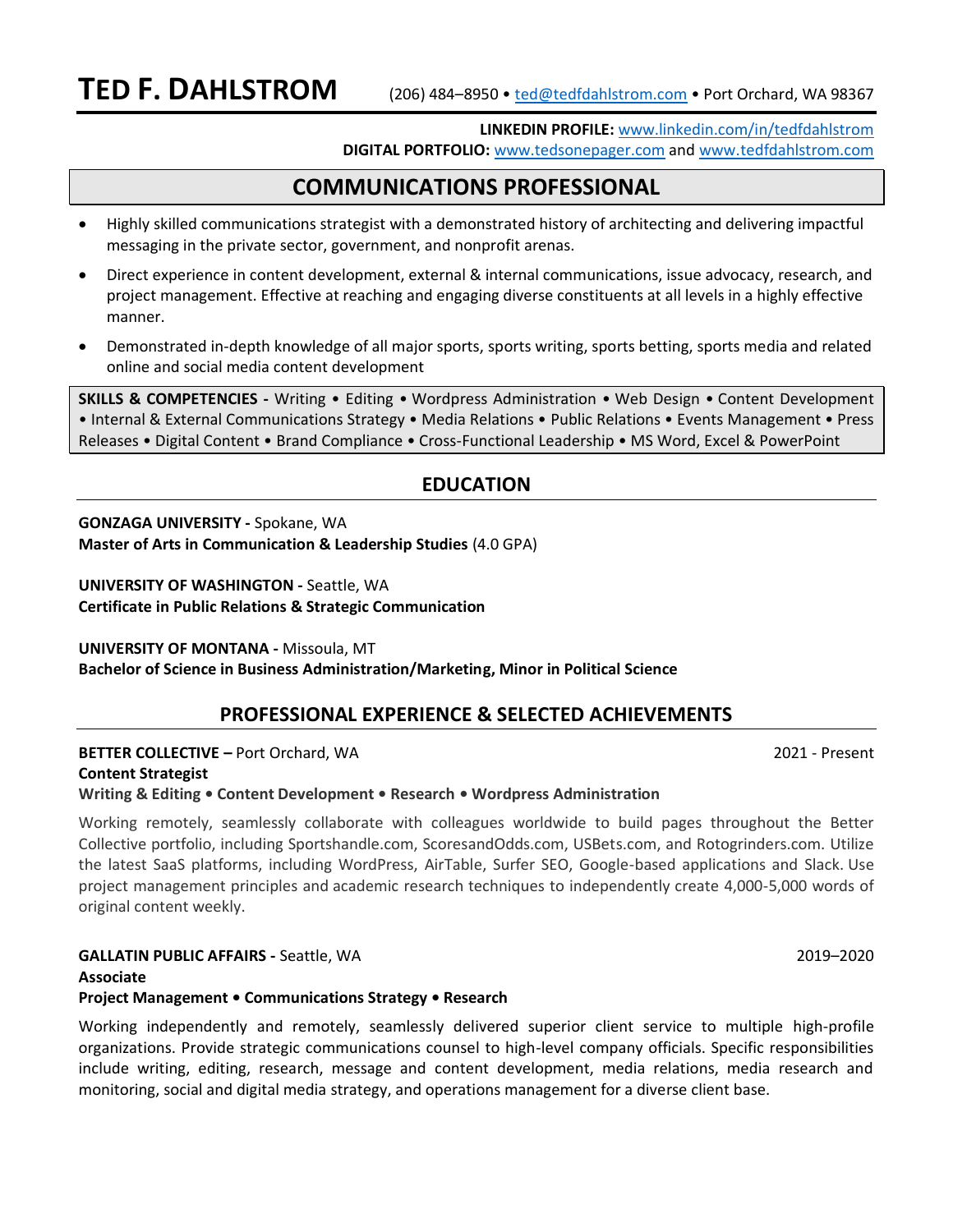# TED F. DAHLSTROM

(206) 484–8950 • ted@tedfdahlstrom.com • Port Orchard, WA 98367

**LINKEDIN PROFILE:** www.linkedin.com/in/tedfdahlstrom
**DIGITAL PORTFOLIO:** www.tedsonepager.com and www.tedfdahlstrom.com

## COMMUNICATIONS PROFESSIONAL

- Highly skilled communications strategist with a demonstrated history of architecting and delivering impactful messaging in the private sector, government, and nonprofit arenas.
- Direct experience in content development, external & internal communications, issue advocacy, research, and project management. Effective at reaching and engaging diverse constituents at all levels in a highly effective manner.
- Demonstrated in-depth knowledge of all major sports, sports writing, sports betting, sports media and related online and social media content development

**SKILLS & COMPETENCIES -** Writing • Editing • Wordpress Administration • Web Design • Content Development • Internal & External Communications Strategy • Media Relations • Public Relations • Events Management • Press Releases • Digital Content • Brand Compliance • Cross-Functional Leadership • MS Word, Excel & PowerPoint

## EDUCATION

**GONZAGA UNIVERSITY -** Spokane, WA
**Master of Arts in Communication & Leadership Studies** (4.0 GPA)

**UNIVERSITY OF WASHINGTON -** Seattle, WA
**Certificate in Public Relations & Strategic Communication**

**UNIVERSITY OF MONTANA -** Missoula, MT
**Bachelor of Science in Business Administration/Marketing, Minor in Political Science**

## PROFESSIONAL EXPERIENCE & SELECTED ACHIEVEMENTS

**BETTER COLLECTIVE –** Port Orchard, WA — 2021 - Present
**Content Strategist**
**Writing & Editing • Content Development • Research • Wordpress Administration**

Working remotely, seamlessly collaborate with colleagues worldwide to build pages throughout the Better Collective portfolio, including Sportshandle.com, ScoresandOdds.com, USBets.com, and Rotogrinders.com. Utilize the latest SaaS platforms, including WordPress, AirTable, Surfer SEO, Google-based applications and Slack. Use project management principles and academic research techniques to independently create 4,000-5,000 words of original content weekly.

**GALLATIN PUBLIC AFFAIRS -** Seattle, WA — 2019–2020
**Associate**
**Project Management • Communications Strategy • Research**

Working independently and remotely, seamlessly delivered superior client service to multiple high-profile organizations. Provide strategic communications counsel to high-level company officials. Specific responsibilities include writing, editing, research, message and content development, media relations, media research and monitoring, social and digital media strategy, and operations management for a diverse client base.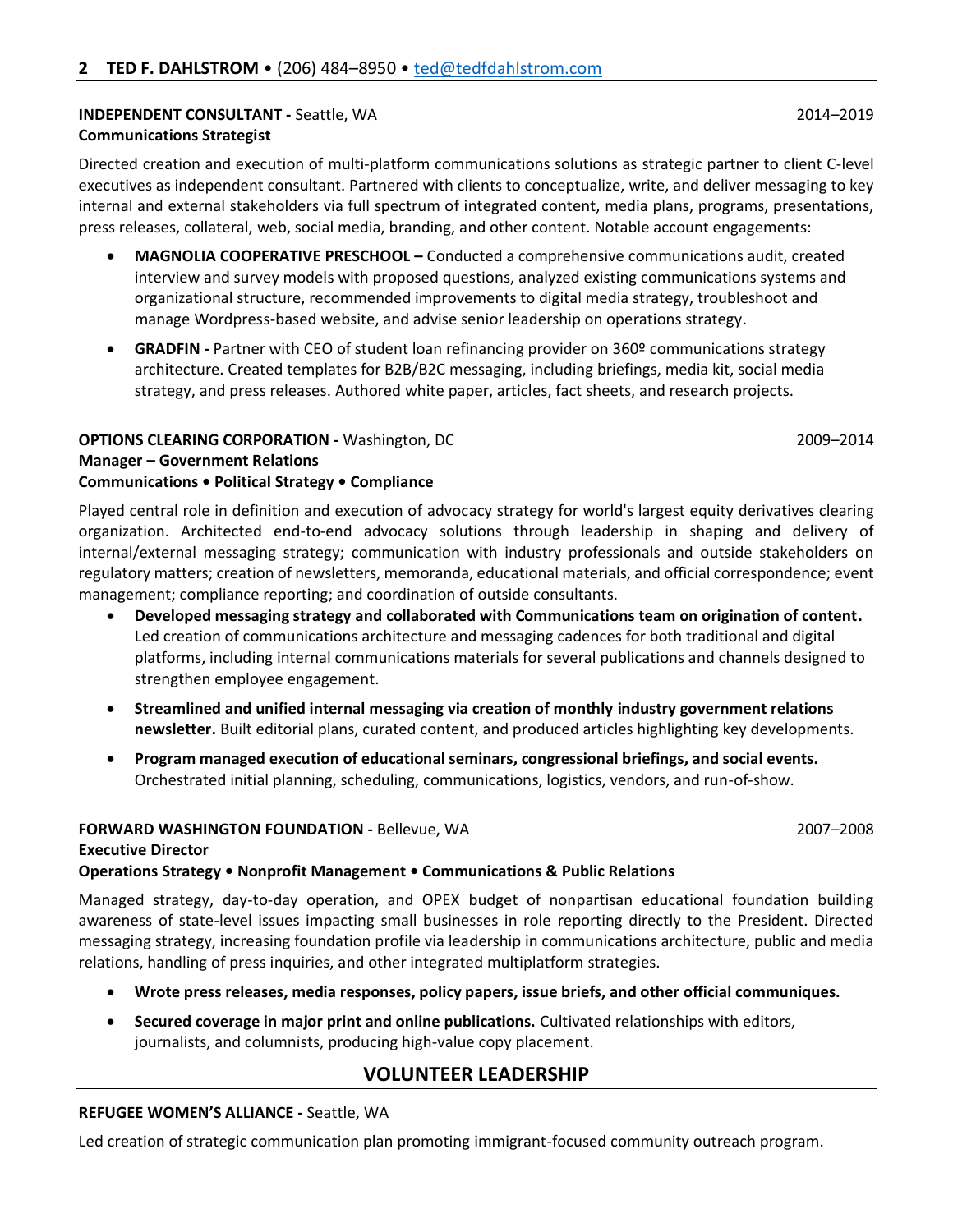**INDEPENDENT CONSULTANT -** Seattle, WA 2014–2019
**Communications Strategist**

Directed creation and execution of multi-platform communications solutions as strategic partner to client C-level executives as independent consultant. Partnered with clients to conceptualize, write, and deliver messaging to key internal and external stakeholders via full spectrum of integrated content, media plans, programs, presentations, press releases, collateral, web, social media, branding, and other content. Notable account engagements:

- **MAGNOLIA COOPERATIVE PRESCHOOL –** Conducted a comprehensive communications audit, created interview and survey models with proposed questions, analyzed existing communications systems and organizational structure, recommended improvements to digital media strategy, troubleshoot and manage Wordpress-based website, and advise senior leadership on operations strategy.
- **GRADFIN -** Partner with CEO of student loan refinancing provider on 360º communications strategy architecture. Created templates for B2B/B2C messaging, including briefings, media kit, social media strategy, and press releases. Authored white paper, articles, fact sheets, and research projects.

**OPTIONS CLEARING CORPORATION -** Washington, DC 2009–2014
**Manager – Government Relations**
**Communications • Political Strategy • Compliance**

Played central role in definition and execution of advocacy strategy for world's largest equity derivatives clearing organization. Architected end-to-end advocacy solutions through leadership in shaping and delivery of internal/external messaging strategy; communication with industry professionals and outside stakeholders on regulatory matters; creation of newsletters, memoranda, educational materials, and official correspondence; event management; compliance reporting; and coordination of outside consultants.

- **Developed messaging strategy and collaborated with Communications team on origination of content.** Led creation of communications architecture and messaging cadences for both traditional and digital platforms, including internal communications materials for several publications and channels designed to strengthen employee engagement.
- **Streamlined and unified internal messaging via creation of monthly industry government relations newsletter.** Built editorial plans, curated content, and produced articles highlighting key developments.
- **Program managed execution of educational seminars, congressional briefings, and social events.** Orchestrated initial planning, scheduling, communications, logistics, vendors, and run-of-show.

**FORWARD WASHINGTON FOUNDATION -** Bellevue, WA 2007–2008
**Executive Director**
**Operations Strategy • Nonprofit Management • Communications & Public Relations**

Managed strategy, day-to-day operation, and OPEX budget of nonpartisan educational foundation building awareness of state-level issues impacting small businesses in role reporting directly to the President. Directed messaging strategy, increasing foundation profile via leadership in communications architecture, public and media relations, handling of press inquiries, and other integrated multiplatform strategies.

- **Wrote press releases, media responses, policy papers, issue briefs, and other official communiques.**
- **Secured coverage in major print and online publications.** Cultivated relationships with editors, journalists, and columnists, producing high-value copy placement.

## VOLUNTEER LEADERSHIP

**REFUGEE WOMEN'S ALLIANCE -** Seattle, WA

Led creation of strategic communication plan promoting immigrant-focused community outreach program.